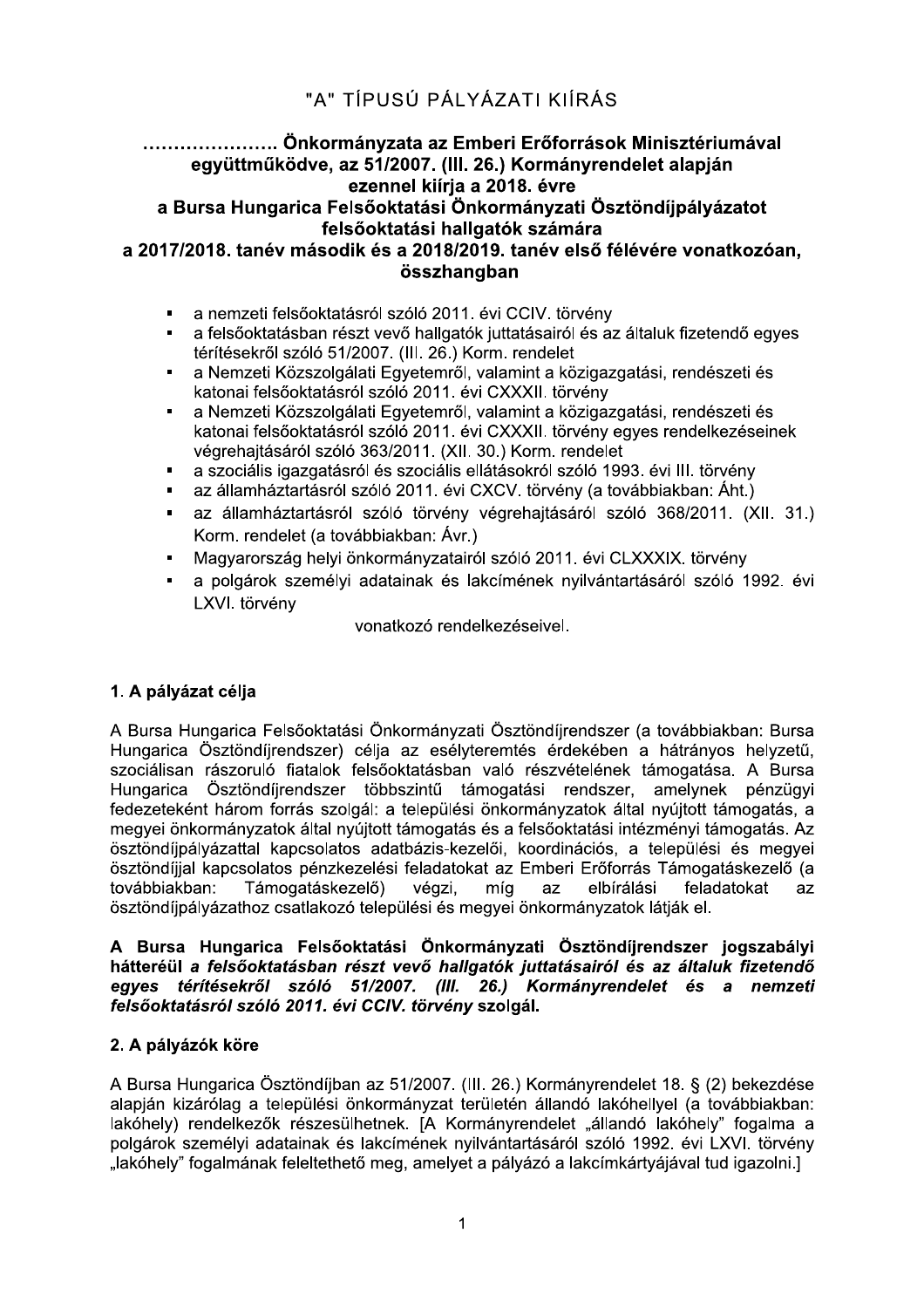# "A" TÍPUSÚ PÁLYÁZATI KIÍRÁS

**………………… Önkormányzata az Emberi Erőforrások Minisztériumával együttműködve, az 51/2007. (III. 26.) Kormányrendelet alapján ezennel kiírja a 2018. évre a Bursa Hungarica Felsőoktatási Önkormányzati Ösztöndíjpályázatot felsőoktatási hallgatók számára a 2017/2018. tanév második és a 2018/2019. tanév első félévére vonatkozóan, összhangban**

- a nemzeti felsőoktatásról szóló 2011. évi CCIV. törvény
- a felsőoktatásban részt vevő hallgatók juttatásairól és az általuk fizetendő egyes térítésekről szóló 51/2007. (III. 26.) Korm. rendelet
- a Nemzeti Közszolgálati Egyetemről, valamint a közigazgatási, rendészeti és katonai felsőoktatásról szóló 2011. évi CXXXII. törvény
- a Nemzeti Közszolgálati Egyetemről, valamint a közigazgatási, rendészeti és katonai felsőoktatásról szóló 2011. évi CXXXII. törvény egyes rendelkezéseinek végrehajtásáról szóló 363/2011. (XII. 30.) Korm. rendelet
- a szociális igazgatásról és szociális ellátásokról szóló 1993. évi III. törvény
- az államháztartásról szóló 2011. évi CXCV. törvény (a továbbiakban: Áht.)
- az államháztartásról szóló törvény végrehajtásáról szóló 368/2011. (XII. 31.) Korm. rendelet (a továbbiakban: Ávr.)
- Magyarország helyi önkormányzatairól szóló 2011. évi CLXXXIX. törvény
- a polgárok személyi adatainak és lakcímének nyilvántartásáról szóló 1992. évi LXVI. törvény

vonatkozó rendelkezéseivel.

## 1. A pályázat célja

A Bursa Hungarica Felsőoktatási Önkormányzati Ösztöndíjrendszer (a továbbiakban: Bursa Hungarica Ösztöndíjrendszer) célja az esélyteremtés érdekében a hátrányos helyzetű, szociálisan rászoruló fiatalok felsőoktatásban való részvételének támogatása. A Bursa Hungarica Ösztöndíjrendszer többszintű támogatási rendszer, amelynek pénzügyi fedezeteként három forrás szolgál: a települési önkormányzatok által nyújtott támogatás, a megyei önkormányzatok által nyújtott támogatás és a felsőoktatási intézményi támogatás. Az ösztöndíjpályázattal kapcsolatos adatbázis-kezelői, koordinációs, a települési és megyei ösztöndíjjal kapcsolatos pénzkezelési feladatokat az Emberi Erőforrás Támogatáskezelő (a továbbiakban: Támogatáskezelő) végzi, míg az elbírálási feladatokat az ösztöndíjpályázathoz csatlakozó települési és megyei önkormányzatok látják el.

**A Bursa Hungarica Felsőoktatási Önkormányzati Ösztöndíjrendszer jogszabályi hátteréül *a felsőoktatásban részt vevő hallgatók juttatásairól és az általuk fizetendő egyes térítésekről szóló 51/2007. (III. 26.) Kormányrendelet és a nemzeti felsőoktatásról szóló 2011. évi CCIV. törvény* szolgál.**

## 2. A pályázók köre

A Bursa Hungarica Ösztöndíjban az 51/2007. (III. 26.) Kormányrendelet 18. § (2) bekezdése alapján kizárólag a települési önkormányzat területén állandó lakóhellyel (a továbbiakban: lakóhely) rendelkezők részesülhetnek. [A Kormányrendelet „állandó lakóhely" fogalma a polgárok személyi adatainak és lakcímének nyilvántartásáról szóló 1992. évi LXVI. törvény „lakóhely" fogalmának feleltethető meg, amelyet a pályázó a lakcímkártyájával tud igazolni.]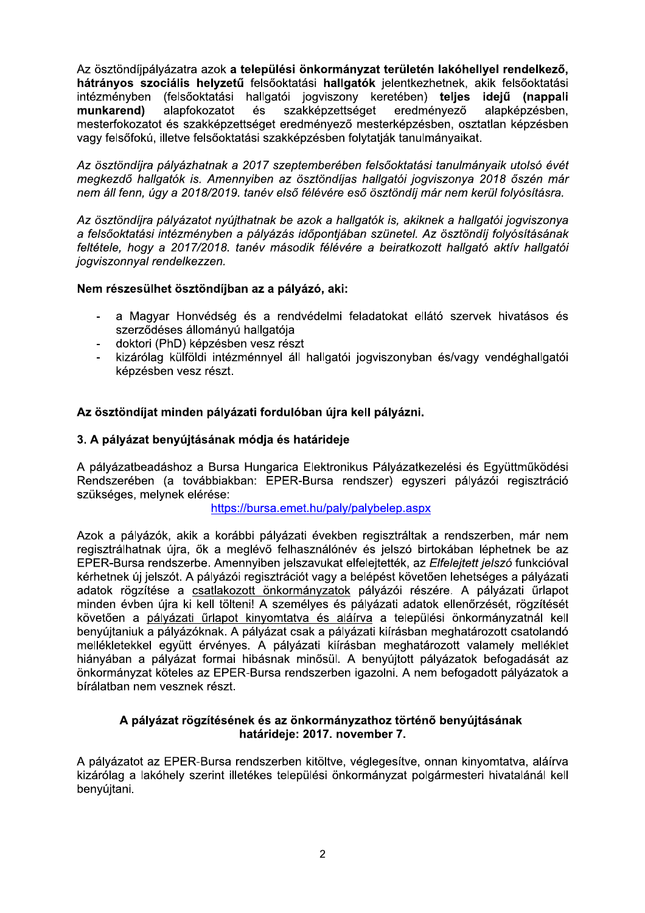Az ösztöndíjpályázatra azok **a települési önkormányzat területén lakóhellyel rendelkező, hátrányos szociális helyzetű** felsőoktatási **hallgatók** jelentkezhetnek, akik felsőoktatási intézményben (felsőoktatási hallgatói jogviszony keretében) **teljes idejű (nappali munkarend)** alapfokozatot és szakképzettséget eredményező alapképzésben, mesterfokozatot és szakképzettséget eredményező mesterképzésben, osztatlan képzésben vagy felsőfokú, illetve felsőoktatási szakképzésben folytatják tanulmányaikat.

*Az ösztöndíjra pályázhatnak a 2017 szeptemberében felsőoktatási tanulmányaik utolsó évét megkezdő hallgatók is. Amennyiben az ösztöndíjas hallgatói jogviszonya 2018 őszén már nem áll fenn, úgy a 2018/2019. tanév első félévére eső ösztöndíj már nem kerül folyósításra.*

*Az ösztöndíjra pályázatot nyújthatnak be azok a hallgatók is, akiknek a hallgatói jogviszonya a felsőoktatási intézményben a pályázás időpontjában szünetel. Az ösztöndíj folyósításának feltétele, hogy a 2017/2018. tanév második félévére a beiratkozott hallgató aktív hallgatói jogviszonnyal rendelkezzen.*

**Nem részesülhet ösztöndíjban az a pályázó, aki:**

- a Magyar Honvédség és a rendvédelmi feladatokat ellátó szervek hivatásos és szerződéses állományú hallgatója
- doktori (PhD) képzésben vesz részt
- kizárólag külföldi intézménnyel áll hallgatói jogviszonyban és/vagy vendéghallgatói képzésben vesz részt.

**Az ösztöndíjat minden pályázati fordulóban újra kell pályázni.**

### 3. A pályázat benyújtásának módja és határideje

A pályázatbeadáshoz a Bursa Hungarica Elektronikus Pályázatkezelési és Együttműködési Rendszerében (a továbbiakban: EPER-Bursa rendszer) egyszeri pályázói regisztráció szükséges, melynek elérése:

https://bursa.emet.hu/paly/palybelep.aspx

Azok a pályázók, akik a korábbi pályázati években regisztráltak a rendszerben, már nem regisztrálhatnak újra, ők a meglévő felhasználónév és jelszó birtokában léphetnek be az EPER-Bursa rendszerbe. Amennyiben jelszavukat elfelejtették, az *Elfelejtett jelszó* funkcióval kérhetnek új jelszót. A pályázói regisztrációt vagy a belépést követően lehetséges a pályázati adatok rögzítése a csatlakozott önkormányzatok pályázói részére. A pályázati űrlapot minden évben újra ki kell tölteni! A személyes és pályázati adatok ellenőrzését, rögzítését követően a pályázati űrlapot kinyomtatva és aláírva a települési önkormányzatnál kell benyújtaniuk a pályázóknak. A pályázat csak a pályázati kiírásban meghatározott csatolandó mellékletekkel együtt érvényes. A pályázati kiírásban meghatározott valamely melléklet hiányában a pályázat formai hibásnak minősül. A benyújtott pályázatok befogadását az önkormányzat köteles az EPER-Bursa rendszerben igazolni. A nem befogadott pályázatok a bírálatban nem vesznek részt.

**A pályázat rögzítésének és az önkormányzathoz történő benyújtásának határideje: 2017. november 7.**

A pályázatot az EPER-Bursa rendszerben kitöltve, véglegesítve, onnan kinyomtatva, aláírva kizárólag a lakóhely szerint illetékes települési önkormányzat polgármesteri hivatalánál kell benyújtani.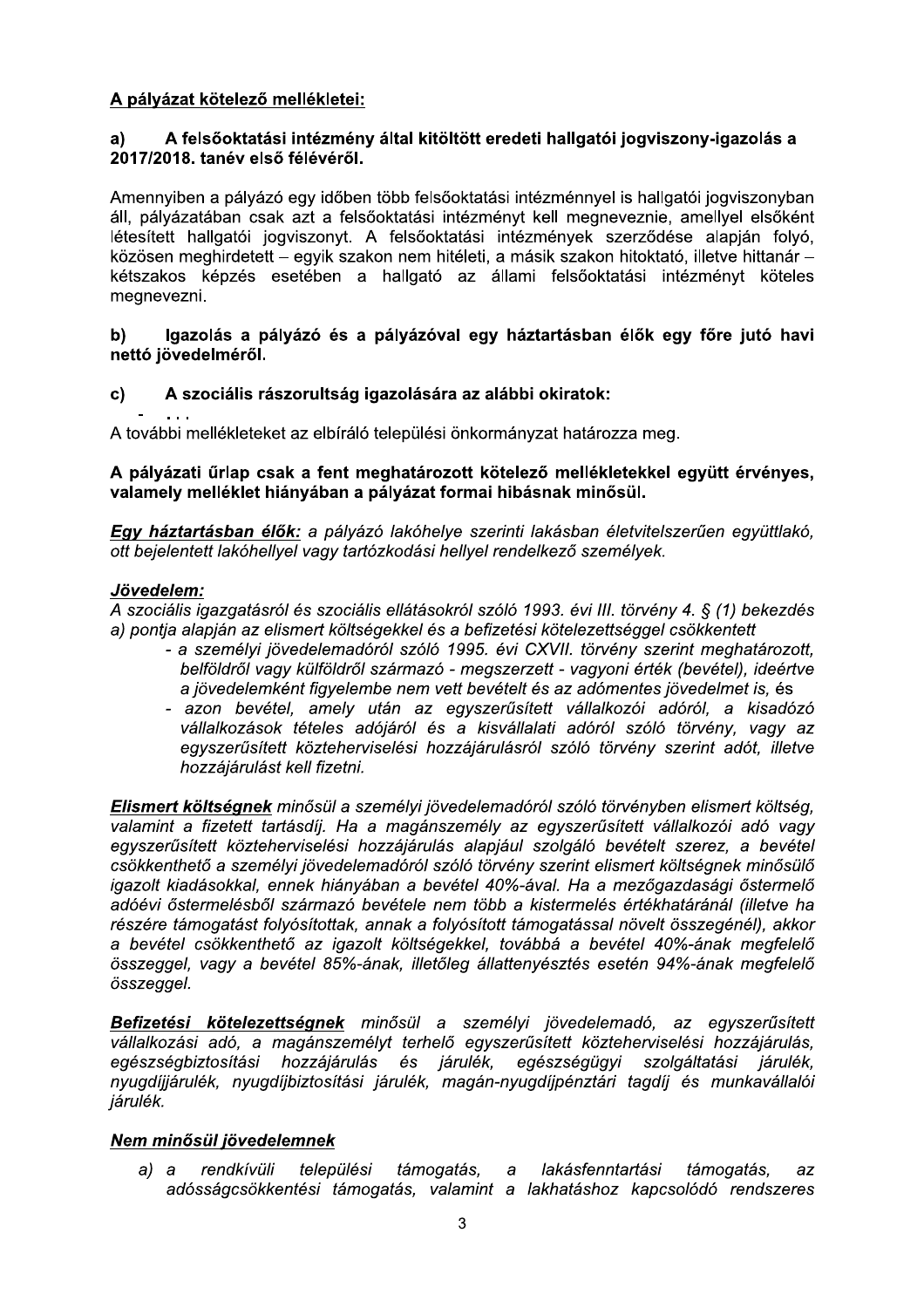**A pályázat kötelező mellékletei:**

**a) A felsőoktatási intézmény által kitöltött eredeti hallgatói jogviszony-igazolás a 2017/2018. tanév első félévéről.**

Amennyiben a pályázó egy időben több felsőoktatási intézménnyel is hallgatói jogviszonyban áll, pályázatában csak azt a felsőoktatási intézményt kell megneveznie, amellyel elsőként létesített hallgatói jogviszonyt. A felsőoktatási intézmények szerződése alapján folyó, közösen meghirdetett – egyik szakon nem hitéleti, a másik szakon hitoktató, illetve hittanár – kétszakos képzés esetében a hallgató az állami felsőoktatási intézményt köteles megnevezni.

**b) Igazolás a pályázó és a pályázóval egy háztartásban élők egy főre jutó havi nettó jövedelméről.**

**c) A szociális rászorultság igazolására az alábbi okiratok:**

- …

A további mellékleteket az elbíráló települési önkormányzat határozza meg.

**A pályázati űrlap csak a fent meghatározott kötelező mellékletekkel együtt érvényes, valamely melléklet hiányában a pályázat formai hibásnak minősül.**

***Egy háztartásban élők:*** *a pályázó lakóhelye szerinti lakásban életvitelszerűen együttlakó, ott bejelentett lakóhellyel vagy tartózkodási hellyel rendelkező személyek.*

***Jövedelem:***

*A szociális igazgatásról és szociális ellátásokról szóló 1993. évi III. törvény 4. § (1) bekezdés a) pontja alapján az elismert költségekkel és a befizetési kötelezettséggel csökkentett*

- *a személyi jövedelemadóról szóló 1995. évi CXVII. törvény szerint meghatározott, belföldről vagy külföldről származó - megszerzett - vagyoni érték (bevétel), ideértve a jövedelemként figyelembe nem vett bevételt és az adómentes jövedelmet is, és*
- *azon bevétel, amely után az egyszerűsített vállalkozói adóról, a kisadózó vállalkozások tételes adójáról és a kisvállalati adóról szóló törvény, vagy az egyszerűsített közteherviselési hozzájárulásról szóló törvény szerint adót, illetve hozzájárulást kell fizetni.*

***Elismert költségnek*** *minősül a személyi jövedelemadóról szóló törvényben elismert költség, valamint a fizetett tartásdíj. Ha a magánszemély az egyszerűsített vállalkozói adó vagy egyszerűsített közteherviselési hozzájárulás alapjául szolgáló bevételt szerez, a bevétel csökkenthető a személyi jövedelemadóról szóló törvény szerint elismert költségnek minősülő igazolt kiadásokkal, ennek hiányában a bevétel 40%-ával. Ha a mezőgazdasági őstermelő adóévi őstermelésből származó bevétele nem több a kistermelés értékhatáránál (illetve ha részére támogatást folyósítottak, annak a folyósított támogatással növelt összegénél), akkor a bevétel csökkenthető az igazolt költségekkel, továbbá a bevétel 40%-ának megfelelő összeggel, vagy a bevétel 85%-ának, illetőleg állattenyésztés esetén 94%-ának megfelelő összeggel.*

***Befizetési kötelezettségnek*** *minősül a személyi jövedelemadó, az egyszerűsített vállalkozási adó, a magánszemélyt terhelő egyszerűsített közteherviselési hozzájárulás, egészségbiztosítási hozzájárulás és járulék, egészségügyi szolgáltatási járulék, nyugdíjjárulék, nyugdíjbiztosítási járulék, magán-nyugdíjpénztári tagdíj és munkavállalói járulék.*

***Nem minősül jövedelemnek***

*a) a rendkívüli települési támogatás, a lakásfenntartási támogatás, az adósságcsökkentési támogatás, valamint a lakhatáshoz kapcsolódó rendszeres*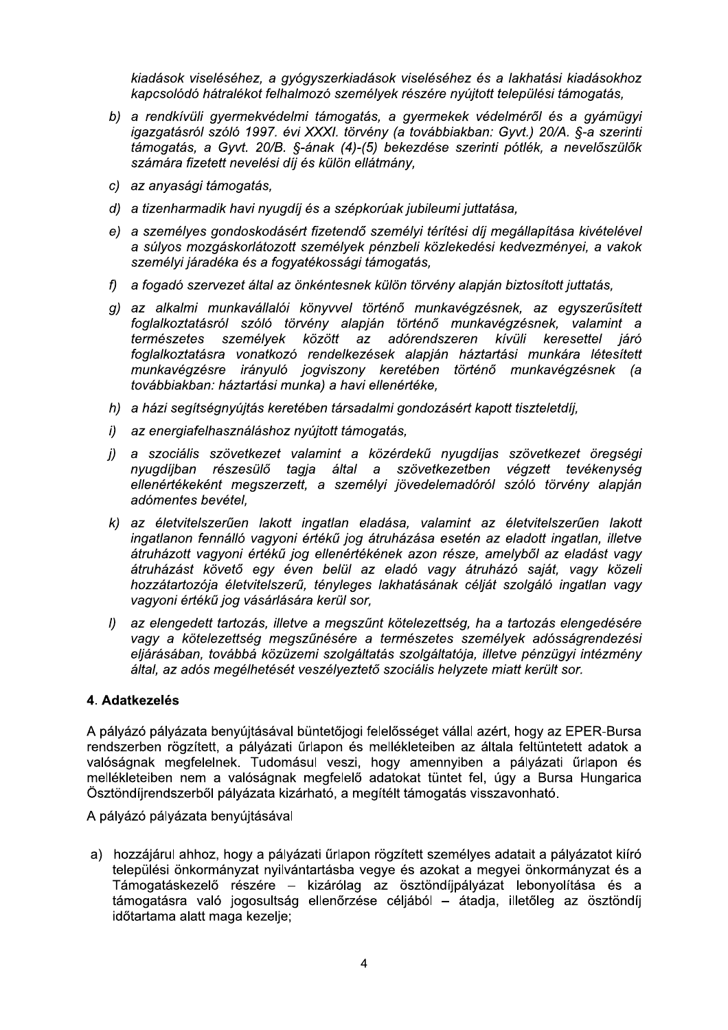*kiadások viseléséhez, a gyógyszerkiadások viseléséhez és a lakhatási kiadásokhoz kapcsolódó hátralékot felhalmozó személyek részére nyújtott települési támogatás,*

*b) a rendkívüli gyermekvédelmi támogatás, a gyermekek védelméről és a gyámügyi igazgatásról szóló 1997. évi XXXI. törvény (a továbbiakban: Gyvt.) 20/A. §-a szerinti támogatás, a Gyvt. 20/B. §-ának (4)-(5) bekezdése szerinti pótlék, a nevelőszülők számára fizetett nevelési díj és külön ellátmány,*

*c) az anyasági támogatás,*

*d) a tizenharmadik havi nyugdíj és a szépkorúak jubileumi juttatása,*

*e) a személyes gondoskodásért fizetendő személyi térítési díj megállapítása kivételével a súlyos mozgáskorlátozott személyek pénzbeli közlekedési kedvezményei, a vakok személyi járadéka és a fogyatékossági támogatás,*

*f) a fogadó szervezet által az önkéntesnek külön törvény alapján biztosított juttatás,*

*g) az alkalmi munkavállalói könyvvel történő munkavégzésnek, az egyszerűsített foglalkoztatásról szóló törvény alapján történő munkavégzésnek, valamint a természetes személyek között az adórendszeren kívüli keresettel járó foglalkoztatásra vonatkozó rendelkezések alapján háztartási munkára létesített munkavégzésre irányuló jogviszony keretében történő munkavégzésnek (a továbbiakban: háztartási munka) a havi ellenértéke,*

*h) a házi segítségnyújtás keretében társadalmi gondozásért kapott tiszteletdíj,*

*i) az energiafelhasználáshoz nyújtott támogatás,*

*j) a szociális szövetkezet valamint a közérdekű nyugdíjas szövetkezet öregségi nyugdíjban részesülő tagja által a szövetkezetben végzett tevékenység ellenértékeként megszerzett, a személyi jövedelemadóról szóló törvény alapján adómentes bevétel,*

*k) az életvitelszerűen lakott ingatlan eladása, valamint az életvitelszerűen lakott ingatlanon fennálló vagyoni értékű jog átruházása esetén az eladott ingatlan, illetve átruházott vagyoni értékű jog ellenértékének azon része, amelyből az eladást vagy átruházást követő egy éven belül az eladó vagy átruházó saját, vagy közeli hozzátartozója életvitelszerű, tényleges lakhatásának célját szolgáló ingatlan vagy vagyoni értékű jog vásárlására kerül sor,*

*l) az elengedett tartozás, illetve a megszűnt kötelezettség, ha a tartozás elengedésére vagy a kötelezettség megszűnésére a természetes személyek adósságrendezési eljárásában, továbbá közüzemi szolgáltatás szolgáltatója, illetve pénzügyi intézmény által, az adós megélhetését veszélyeztető szociális helyzete miatt került sor.*

## 4. Adatkezelés

A pályázó pályázata benyújtásával büntetőjogi felelősséget vállal azért, hogy az EPER-Bursa rendszerben rögzített, a pályázati űrlapon és mellékleteiben az általa feltüntetett adatok a valóságnak megfelelnek. Tudomásul veszi, hogy amennyiben a pályázati űrlapon és mellékleteiben nem a valóságnak megfelelő adatokat tüntet fel, úgy a Bursa Hungarica Ösztöndíjrendszerből pályázata kizárható, a megítélt támogatás visszavonható.

A pályázó pályázata benyújtásával

a) hozzájárul ahhoz, hogy a pályázati űrlapon rögzített személyes adatait a pályázatot kiíró települési önkormányzat nyilvántartásba vegye és azokat a megyei önkormányzat és a Támogatáskezelő részére – kizárólag az ösztöndíjpályázat lebonyolítása és a támogatásra való jogosultság ellenőrzése céljából – átadja, illetőleg az ösztöndíj időtartama alatt maga kezelje;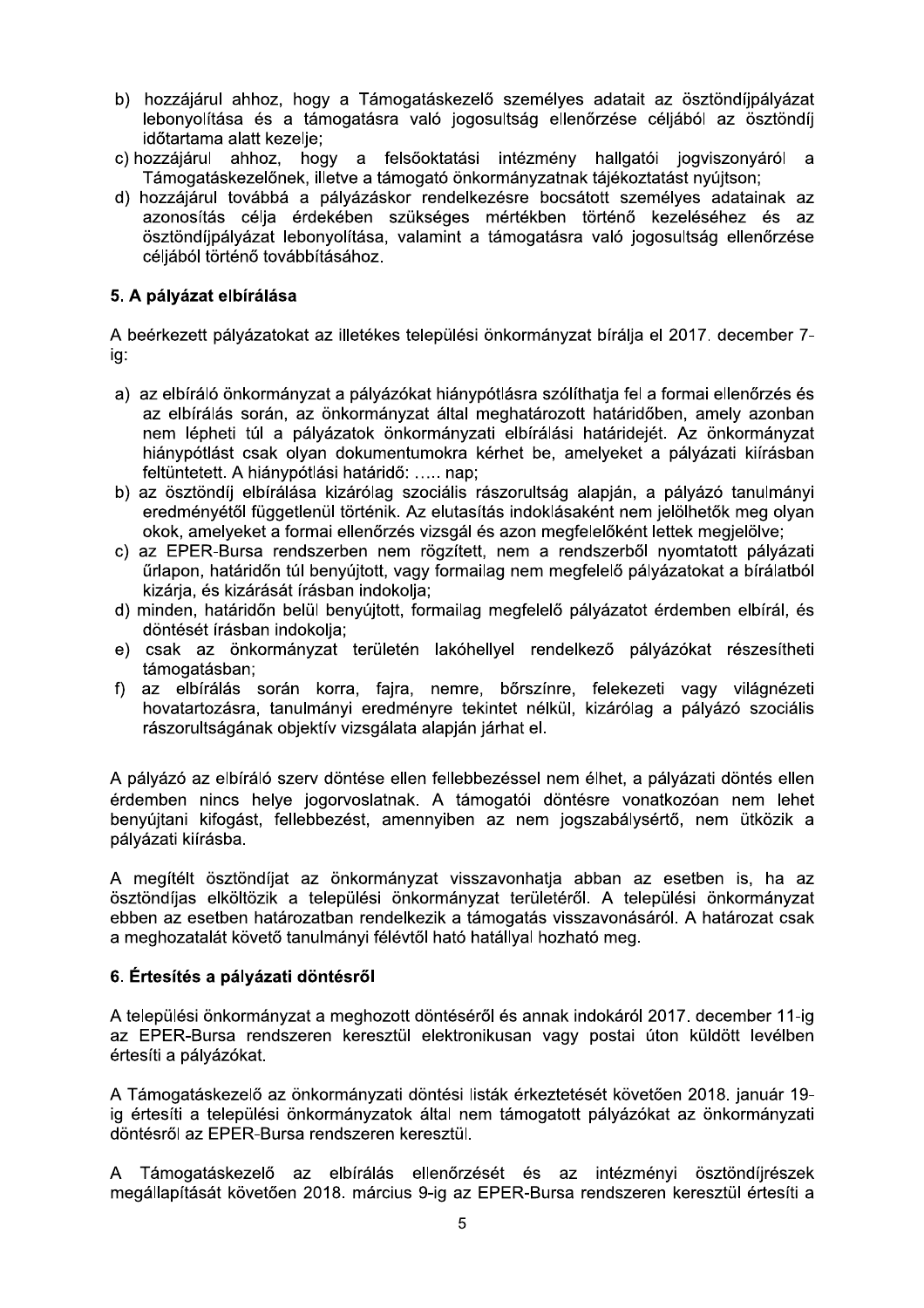b) hozzájárul ahhoz, hogy a Támogatáskezelő személyes adatait az ösztöndíjpályázat lebonyolítása és a támogatásra való jogosultság ellenőrzése céljából az ösztöndíj időtartama alatt kezelje;
c) hozzájárul ahhoz, hogy a felsőoktatási intézmény hallgatói jogviszonyáról a Támogatáskezelőnek, illetve a támogató önkormányzatnak tájékoztatást nyújtson;
d) hozzájárul továbbá a pályázáskor rendelkezésre bocsátott személyes adatainak az azonosítás célja érdekében szükséges mértékben történő kezeléséhez és az ösztöndíjpályázat lebonyolítása, valamint a támogatásra való jogosultság ellenőrzése céljából történő továbbításához.

### 5. A pályázat elbírálása

A beérkezett pályázatokat az illetékes települési önkormányzat bírálja el 2017. december 7-ig:

a) az elbíráló önkormányzat a pályázókat hiánypótlásra szólíthatja fel a formai ellenőrzés és az elbírálás során, az önkormányzat által meghatározott határidőben, amely azonban nem lépheti túl a pályázatok önkormányzati elbírálási határidejét. Az önkormányzat hiánypótlást csak olyan dokumentumokra kérhet be, amelyeket a pályázati kiírásban feltüntetett. A hiánypótlási határidő: ….. nap;
b) az ösztöndíj elbírálása kizárólag szociális rászorultság alapján, a pályázó tanulmányi eredményétől függetlenül történik. Az elutasítás indoklásaként nem jelölhetők meg olyan okok, amelyeket a formai ellenőrzés vizsgál és azon megfelelőként lettek megjelölve;
c) az EPER-Bursa rendszerben nem rögzített, nem a rendszerből nyomtatott pályázati űrlapon, határidőn túl benyújtott, vagy formailag nem megfelelő pályázatokat a bírálatból kizárja, és kizárását írásban indokolja;
d) minden, határidőn belül benyújtott, formailag megfelelő pályázatot érdemben elbírál, és döntését írásban indokolja;
e) csak az önkormányzat területén lakóhellyel rendelkező pályázókat részesítheti támogatásban;
f) az elbírálás során korra, fajra, nemre, bőrszínre, felekezeti vagy világnézeti hovatartozásra, tanulmányi eredményre tekintet nélkül, kizárólag a pályázó szociális rászorultságának objektív vizsgálata alapján járhat el.

A pályázó az elbíráló szerv döntése ellen fellebbezéssel nem élhet, a pályázati döntés ellen érdemben nincs helye jogorvoslatnak. A támogatói döntésre vonatkozóan nem lehet benyújtani kifogást, fellebbezést, amennyiben az nem jogszabálysértő, nem ütközik a pályázati kiírásba.

A megítélt ösztöndíjat az önkormányzat visszavonhatja abban az esetben is, ha az ösztöndíjas elköltözik a települési önkormányzat területéről. A települési önkormányzat ebben az esetben határozatban rendelkezik a támogatás visszavonásáról. A határozat csak a meghozatalát követő tanulmányi félévtől ható hatállyal hozható meg.

### 6. Értesítés a pályázati döntésről

A települési önkormányzat a meghozott döntéséről és annak indokáról 2017. december 11-ig az EPER-Bursa rendszeren keresztül elektronikusan vagy postai úton küldött levélben értesíti a pályázókat.

A Támogatáskezelő az önkormányzati döntési listák érkeztetését követően 2018. január 19-ig értesíti a települési önkormányzatok által nem támogatott pályázókat az önkormányzati döntésről az EPER-Bursa rendszeren keresztül.

A Támogatáskezelő az elbírálás ellenőrzését és az intézményi ösztöndíjrészek megállapítását követően 2018. március 9-ig az EPER-Bursa rendszeren keresztül értesíti a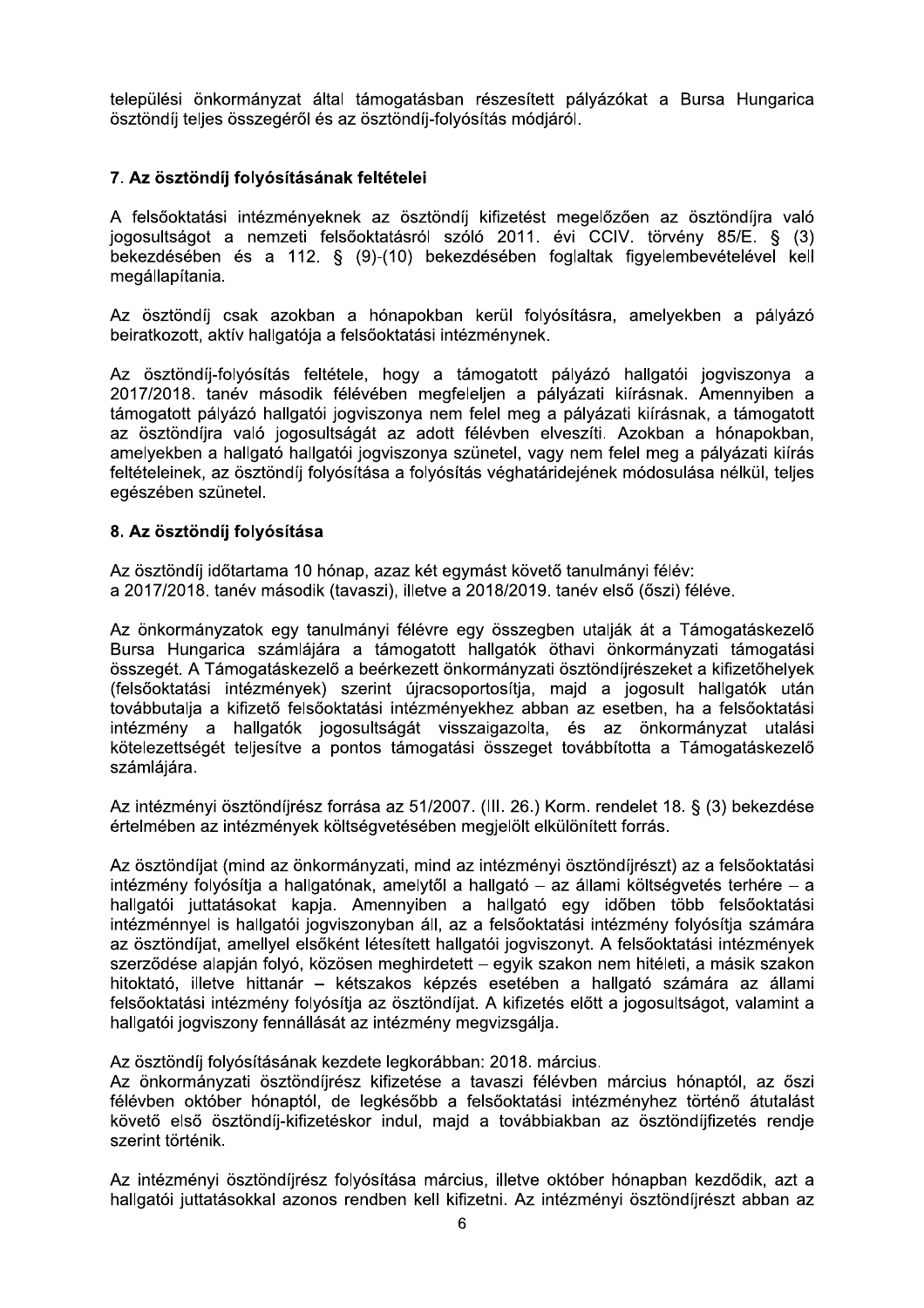települési önkormányzat által támogatásban részesített pályázókat a Bursa Hungarica ösztöndíj teljes összegéről és az ösztöndíj-folyósítás módjáról.

### 7. Az ösztöndíj folyósításának feltételei

A felsőoktatási intézményeknek az ösztöndíj kifizetést megelőzően az ösztöndíjra való jogosultságot a nemzeti felsőoktatásról szóló 2011. évi CCIV. törvény 85/E. § (3) bekezdésében és a 112. § (9)-(10) bekezdésében foglaltak figyelembevételével kell megállapítania.

Az ösztöndíj csak azokban a hónapokban kerül folyósításra, amelyekben a pályázó beiratkozott, aktív hallgatója a felsőoktatási intézménynek.

Az ösztöndíj-folyósítás feltétele, hogy a támogatott pályázó hallgatói jogviszonya a 2017/2018. tanév második félévében megfeleljen a pályázati kiírásnak. Amennyiben a támogatott pályázó hallgatói jogviszonya nem felel meg a pályázati kiírásnak, a támogatott az ösztöndíjra való jogosultságát az adott félévben elveszíti. Azokban a hónapokban, amelyekben a hallgató hallgatói jogviszonya szünetel, vagy nem felel meg a pályázati kiírás feltételeinek, az ösztöndíj folyósítása a folyósítás véghatáridejének módosulása nélkül, teljes egészében szünetel.

### 8. Az ösztöndíj folyósítása

Az ösztöndíj időtartama 10 hónap, azaz két egymást követő tanulmányi félév:
a 2017/2018. tanév második (tavaszi), illetve a 2018/2019. tanév első (őszi) féléve.

Az önkormányzatok egy tanulmányi félévre egy összegben utalják át a Támogatáskezelő Bursa Hungarica számlájára a támogatott hallgatók öthavi önkormányzati támogatási összegét. A Támogatáskezelő a beérkezett önkormányzati ösztöndíjrészeket a kifizetőhelyek (felsőoktatási intézmények) szerint újracsoportosítja, majd a jogosult hallgatók után továbbutalja a kifizető felsőoktatási intézményekhez abban az esetben, ha a felsőoktatási intézmény a hallgatók jogosultságát visszaigazolta, és az önkormányzat utalási kötelezettségét teljesítve a pontos támogatási összeget továbbította a Támogatáskezelő számlájára.

Az intézményi ösztöndíjrész forrása az 51/2007. (III. 26.) Korm. rendelet 18. § (3) bekezdése értelmében az intézmények költségvetésében megjelölt elkülönített forrás.

Az ösztöndíjat (mind az önkormányzati, mind az intézményi ösztöndíjrészt) az a felsőoktatási intézmény folyósítja a hallgatónak, amelytől a hallgató – az állami költségvetés terhére – a hallgatói juttatásokat kapja. Amennyiben a hallgató egy időben több felsőoktatási intézménnyel is hallgatói jogviszonyban áll, az a felsőoktatási intézmény folyósítja számára az ösztöndíjat, amellyel elsőként létesített hallgatói jogviszonyt. A felsőoktatási intézmények szerződése alapján folyó, közösen meghirdetett – egyik szakon nem hitéleti, a másik szakon hitoktató, illetve hittanár – kétszakos képzés esetében a hallgató számára az állami felsőoktatási intézmény folyósítja az ösztöndíjat. A kifizetés előtt a jogosultságot, valamint a hallgatói jogviszony fennállását az intézmény megvizsgálja.

Az ösztöndíj folyósításának kezdete legkorábban: 2018. március.
Az önkormányzati ösztöndíjrész kifizetése a tavaszi félévben március hónaptól, az őszi félévben október hónaptól, de legkésőbb a felsőoktatási intézményhez történő átutalást követő első ösztöndíj-kifizetéskor indul, majd a továbbiakban az ösztöndíjfizetés rendje szerint történik.

Az intézményi ösztöndíjrész folyósítása március, illetve október hónapban kezdődik, azt a hallgatói juttatásokkal azonos rendben kell kifizetni. Az intézményi ösztöndíjrészt abban az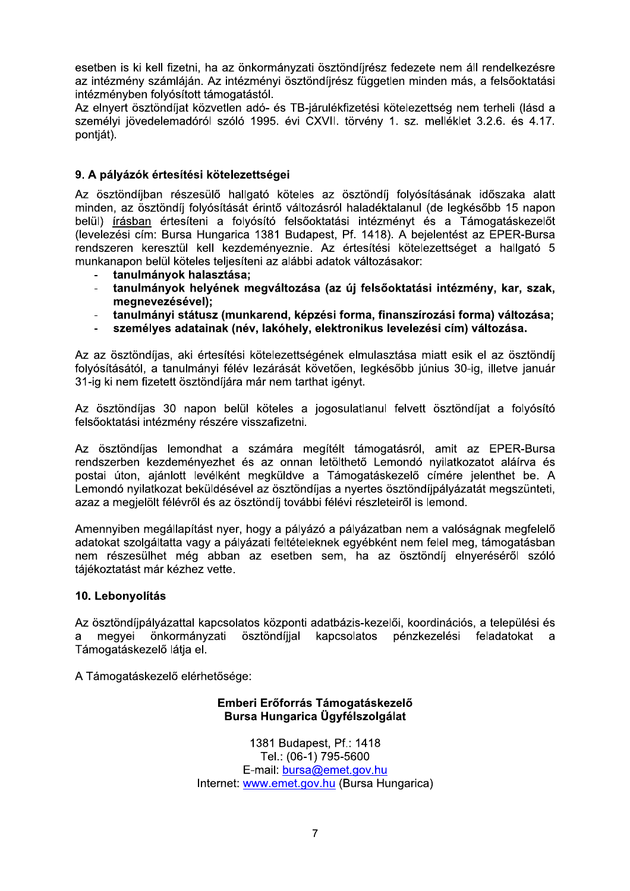esetben is ki kell fizetni, ha az önkormányzati ösztöndíjrész fedezete nem áll rendelkezésre az intézmény számláján. Az intézményi ösztöndíjrész független minden más, a felsőoktatási intézményben folyósított támogatástól.
Az elnyert ösztöndíjat közvetlen adó- és TB-járulékfizetési kötelezettség nem terheli (lásd a személyi jövedelemadóról szóló 1995. évi CXVII. törvény 1. sz. melléklet 3.2.6. és 4.17. pontját).

### 9. A pályázók értesítési kötelezettségei

Az ösztöndíjban részesülő hallgató köteles az ösztöndíj folyósításának időszaka alatt minden, az ösztöndíj folyósítását érintő változásról haladéktalanul (de legkésőbb 15 napon belül) írásban értesíteni a folyósító felsőoktatási intézményt és a Támogatáskezelőt (levelezési cím: Bursa Hungarica 1381 Budapest, Pf. 1418). A bejelentést az EPER-Bursa rendszeren keresztül kell kezdeményeznie. Az értesítési kötelezettséget a hallgató 5 munkanapon belül köteles teljesíteni az alábbi adatok változásakor:

- **tanulmányok halasztása;**
- **tanulmányok helyének megváltozása (az új felsőoktatási intézmény, kar, szak, megnevezésével);**
- **tanulmányi státusz (munkarend, képzési forma, finanszírozási forma) változása;**
- **személyes adatainak (név, lakóhely, elektronikus levelezési cím) változása.**

Az az ösztöndíjas, aki értesítési kötelezettségének elmulasztása miatt esik el az ösztöndíj folyósításától, a tanulmányi félév lezárását követően, legkésőbb június 30-ig, illetve január 31-ig ki nem fizetett ösztöndíjára már nem tarthat igényt.

Az ösztöndíjas 30 napon belül köteles a jogosulatlanul felvett ösztöndíjat a folyósító felsőoktatási intézmény részére visszafizetni.

Az ösztöndíjas lemondhat a számára megítélt támogatásról, amit az EPER-Bursa rendszerben kezdeményezhet és az onnan letölthető Lemondó nyilatkozatot aláírva és postai úton, ajánlott levélként megküldve a Támogatáskezelő címére jelenthet be. A Lemondó nyilatkozat beküldésével az ösztöndíjas a nyertes ösztöndíjpályázatát megszünteti, azaz a megjelölt félévről és az ösztöndíj további félévi részleteiről is lemond.

Amennyiben megállapítást nyer, hogy a pályázó a pályázatban nem a valóságnak megfelelő adatokat szolgáltatta vagy a pályázati feltételeknek egyébként nem felel meg, támogatásban nem részesülhet még abban az esetben sem, ha az ösztöndíj elnyeréséről szóló tájékoztatást már kézhez vette.

### 10. Lebonyolítás

Az ösztöndíjpályázattal kapcsolatos központi adatbázis-kezelői, koordinációs, a települési és a megyei önkormányzati ösztöndíjjal kapcsolatos pénzkezelési feladatokat a Támogatáskezelő látja el.

A Támogatáskezelő elérhetősége:

**Emberi Erőforrás Támogatáskezelő**
**Bursa Hungarica Ügyfélszolgálat**

1381 Budapest, Pf.: 1418
Tel.: (06-1) 795-5600
E-mail: bursa@emet.gov.hu
Internet: www.emet.gov.hu (Bursa Hungarica)